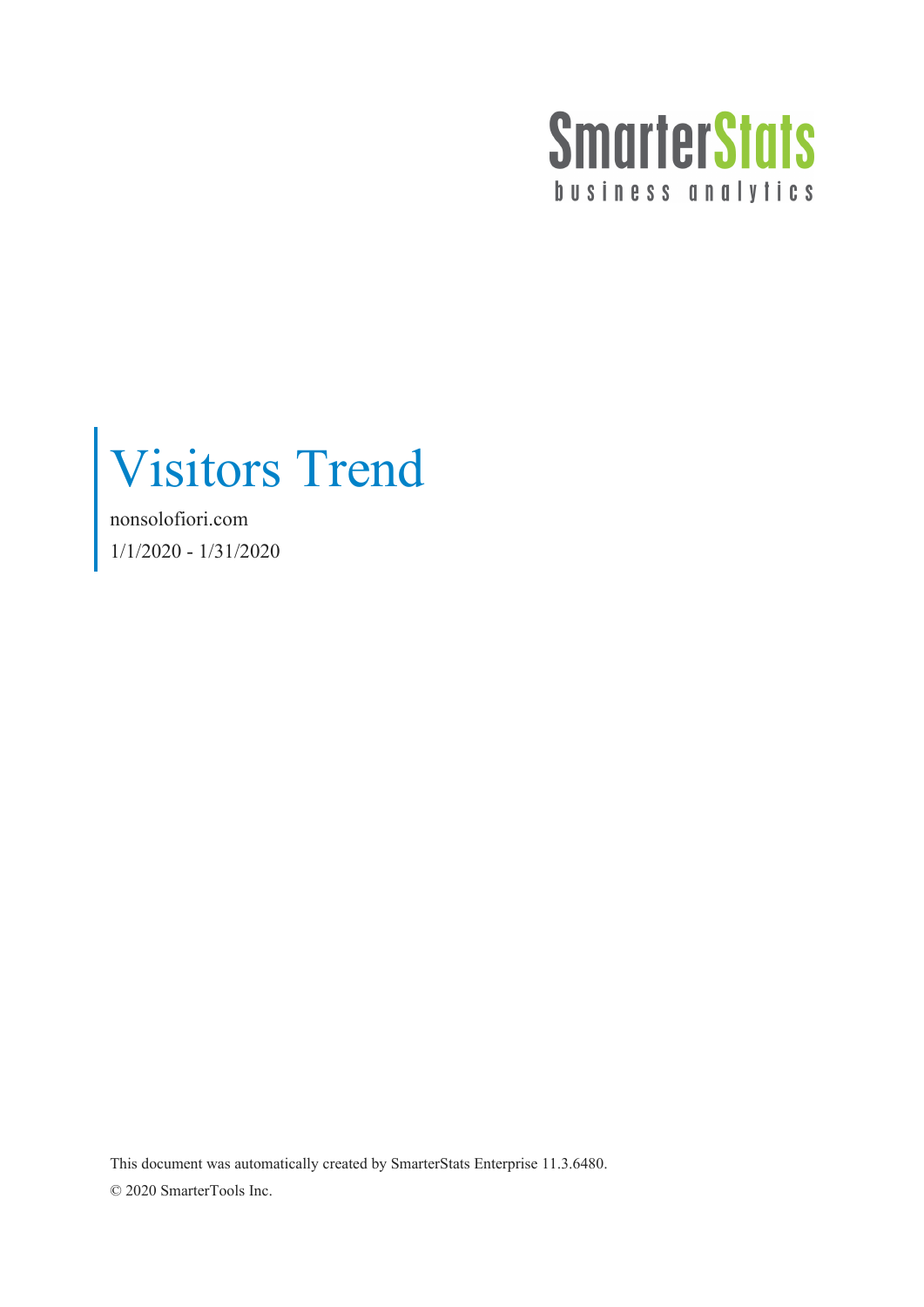SmarterStats

business analytics

# Visitors Trend

nonsolofiori.com

1/1/2020 - 1/31/2020

This document was automatically created by SmarterStats Enterprise 11.3.6480.

© 2020 SmarterTools Inc.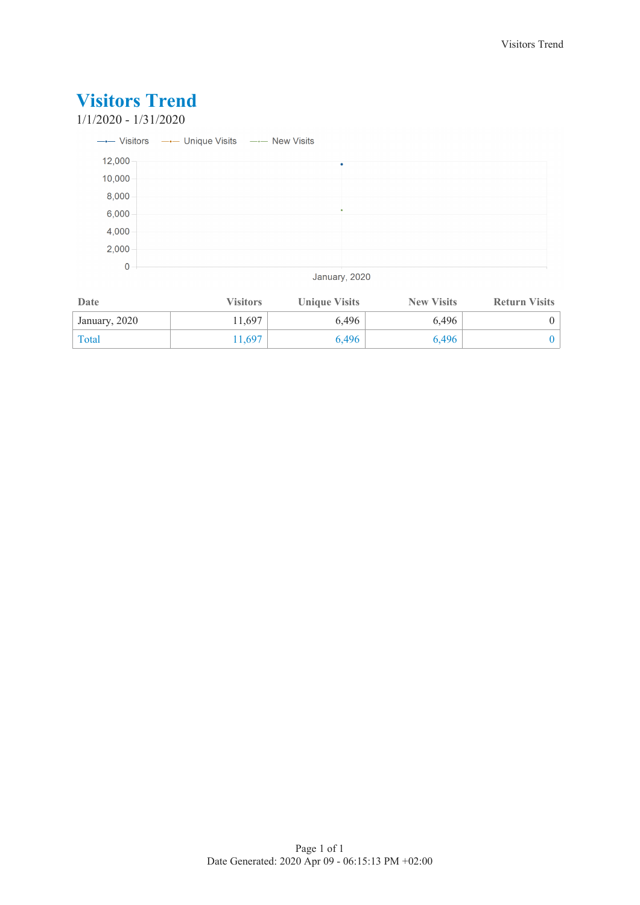# Visitors Trend

1/1/2020 - 1/31/2020

— Visitors — Unique Visits — New Visits

| Date | Visitors | Unique Visits | New Visits | Return Visits |
|---|---|---|---|---|
| January, 2020 | 11,697 | 6,496 | 6,496 | 0 |
| Total | 11,697 | 6,496 | 6,496 | 0 |

Date Generated: 2020 Apr 09 - 06:15:13 PM +02:00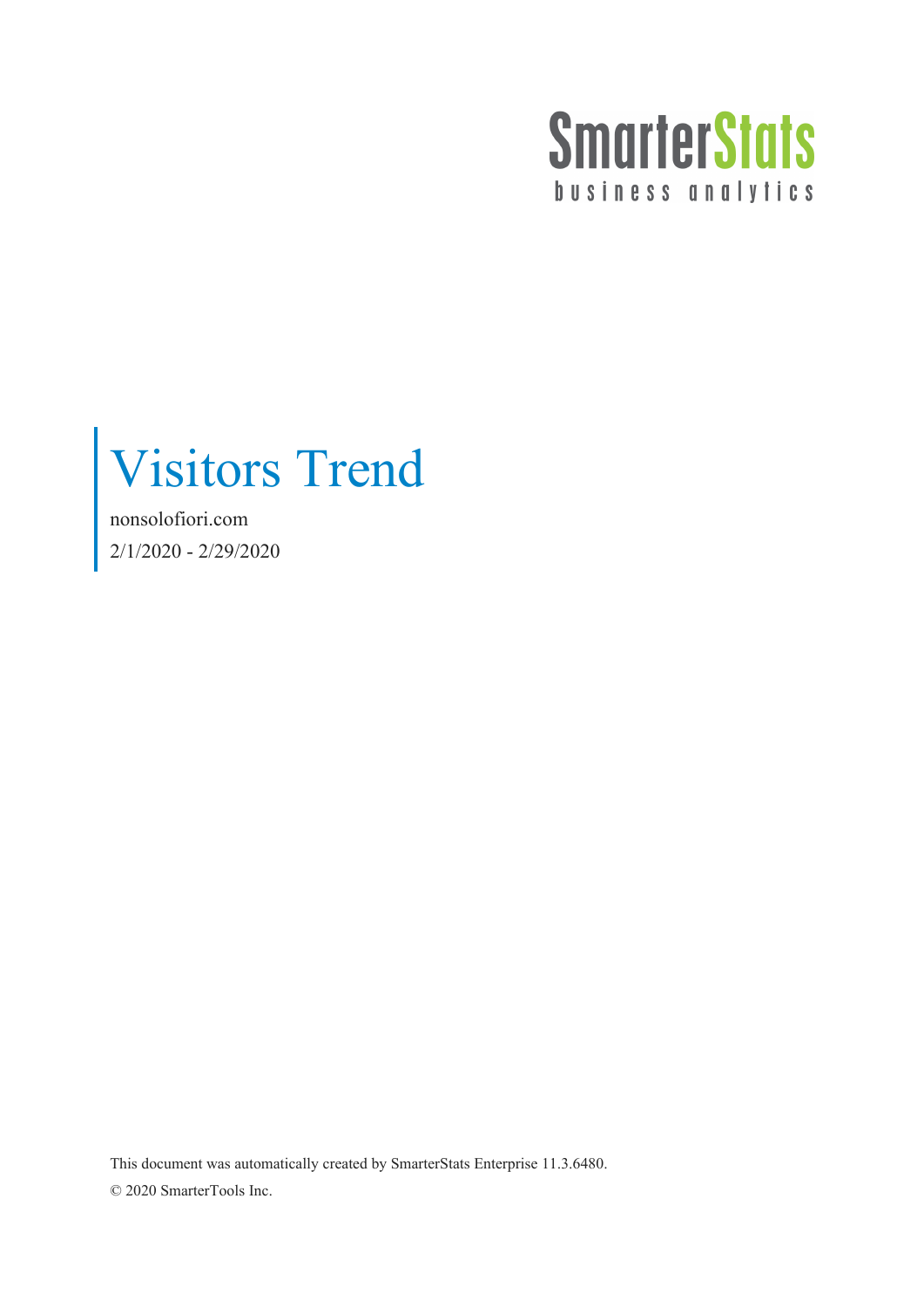SmarterStats
business analytics

# Visitors Trend

nonsolofiori.com

2/1/2020 - 2/29/2020

This document was automatically created by SmarterStats Enterprise 11.3.6480.

© 2020 SmarterTools Inc.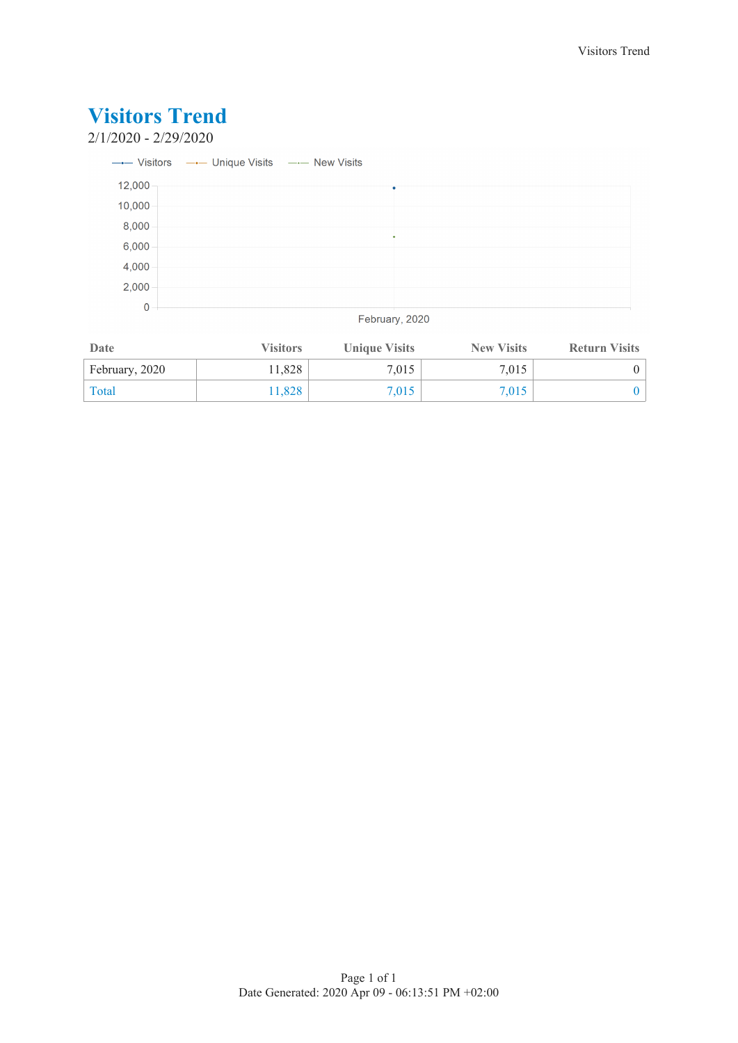# Visitors Trend

2/1/2020 - 2/29/2020

| Date | Visitors | Unique Visits | New Visits | Return Visits |
|---|---|---|---|---|
| February, 2020 | 11,828 | 7,015 | 7,015 | 0 |
| Total | 11,828 | 7,015 | 7,015 | 0 |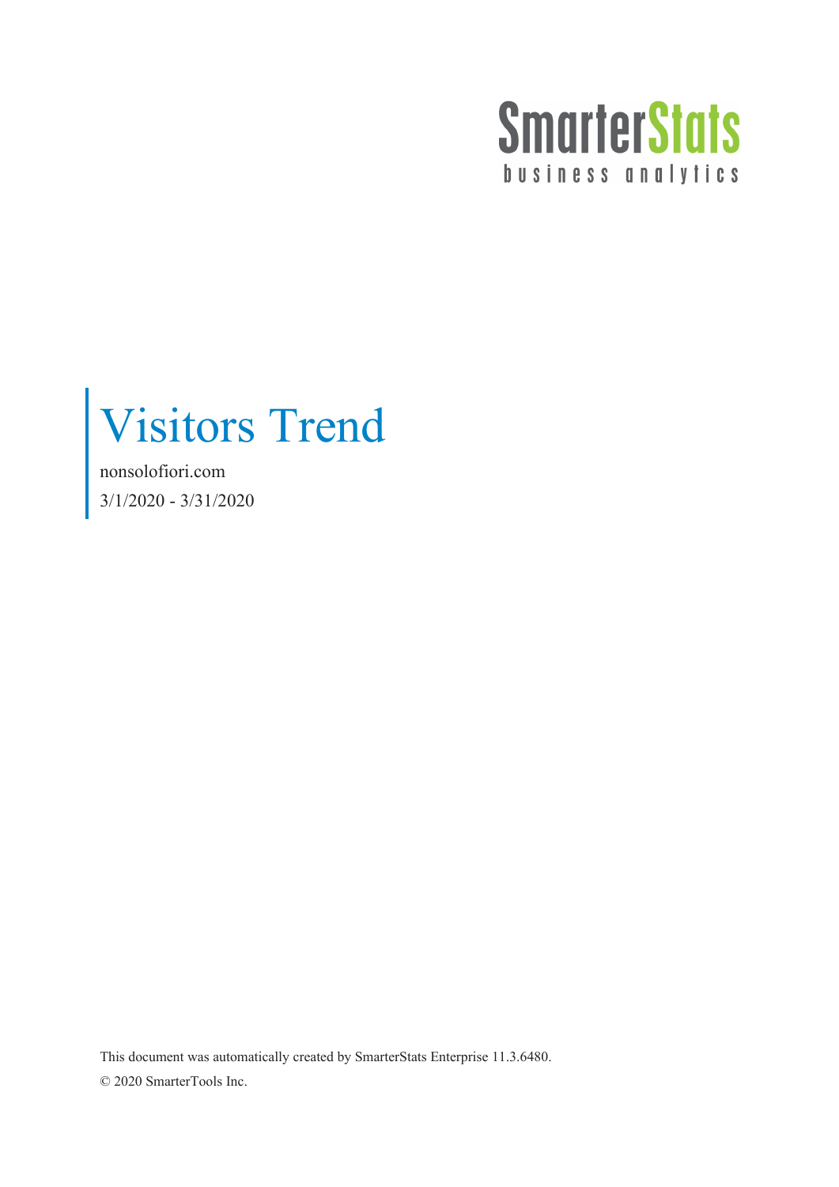SmarterStats
business analytics

# Visitors Trend

nonsolofiori.com

3/1/2020 - 3/31/2020

This document was automatically created by SmarterStats Enterprise 11.3.6480.

© 2020 SmarterTools Inc.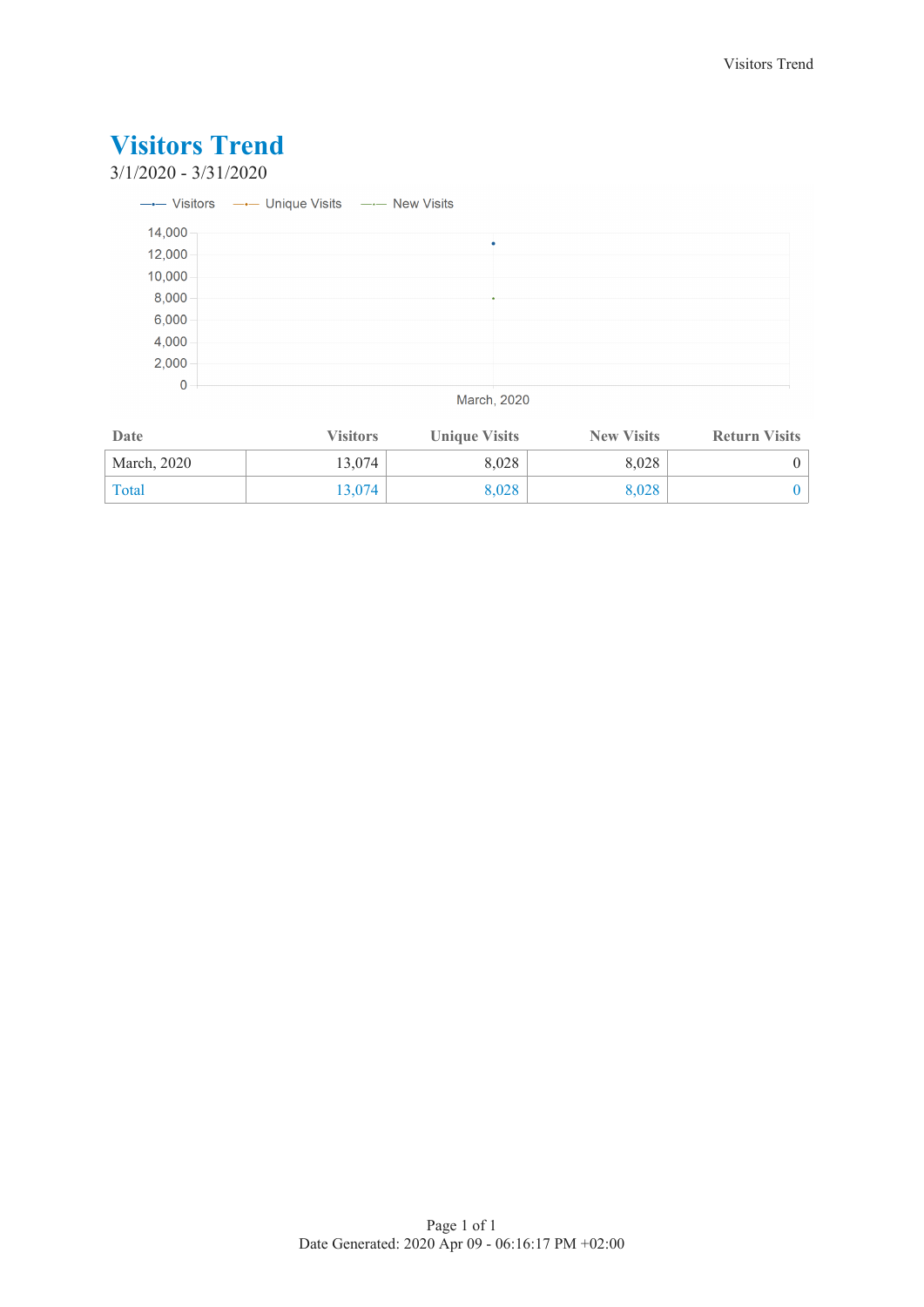# Visitors Trend

3/1/2020 - 3/31/2020

| Date | Visitors | Unique Visits | New Visits | Return Visits |
|---|---|---|---|---|
| March, 2020 | 13,074 | 8,028 | 8,028 | 0 |
| Total | 13,074 | 8,028 | 8,028 | 0 |

Date Generated: 2020 Apr 09 - 06:16:17 PM +02:00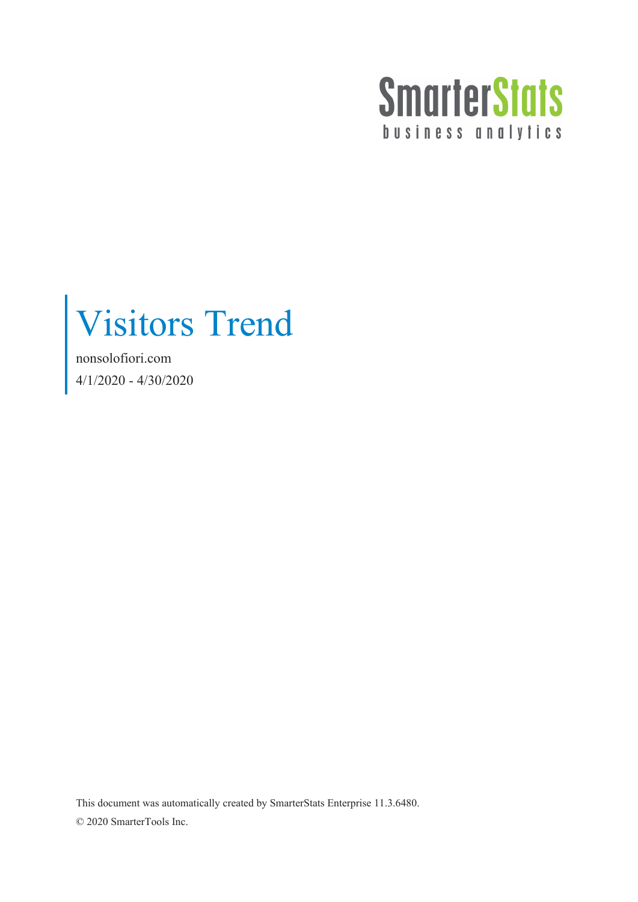SmarterStats

business analytics

# Visitors Trend

nonsolofiori.com

4/1/2020 - 4/30/2020

This document was automatically created by SmarterStats Enterprise 11.3.6480.

© 2020 SmarterTools Inc.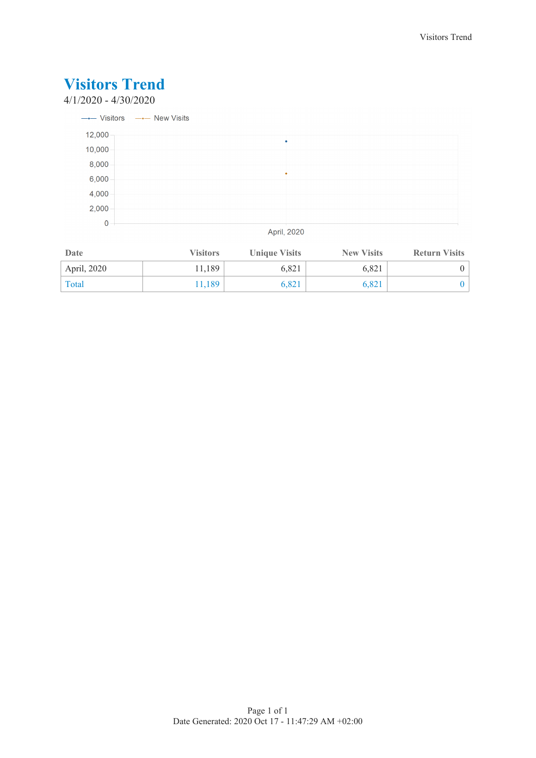# Visitors Trend

4/1/2020 - 4/30/2020

| Date | Visitors | Unique Visits | New Visits | Return Visits |
|---|---|---|---|---|
| April, 2020 | 11,189 | 6,821 | 6,821 | 0 |
| Total | 11,189 | 6,821 | 6,821 | 0 |

Date Generated: 2020 Oct 17 - 11:47:29 AM +02:00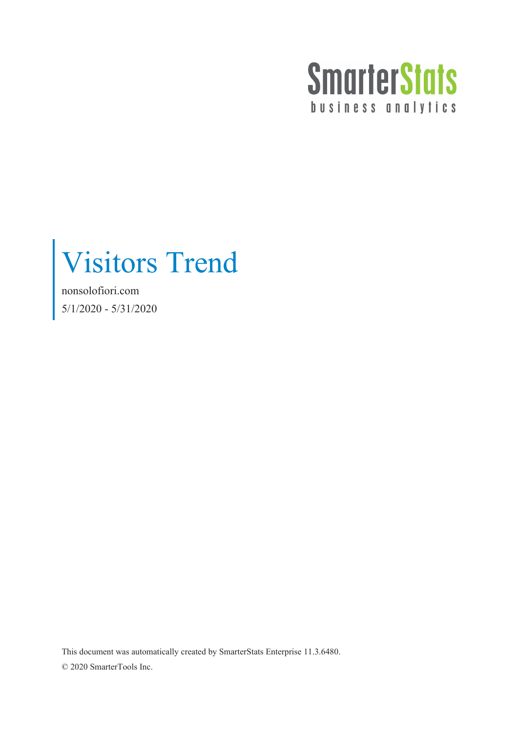SmarterStats
business analytics

# Visitors Trend

nonsolofiori.com

5/1/2020 - 5/31/2020

This document was automatically created by SmarterStats Enterprise 11.3.6480.

© 2020 SmarterTools Inc.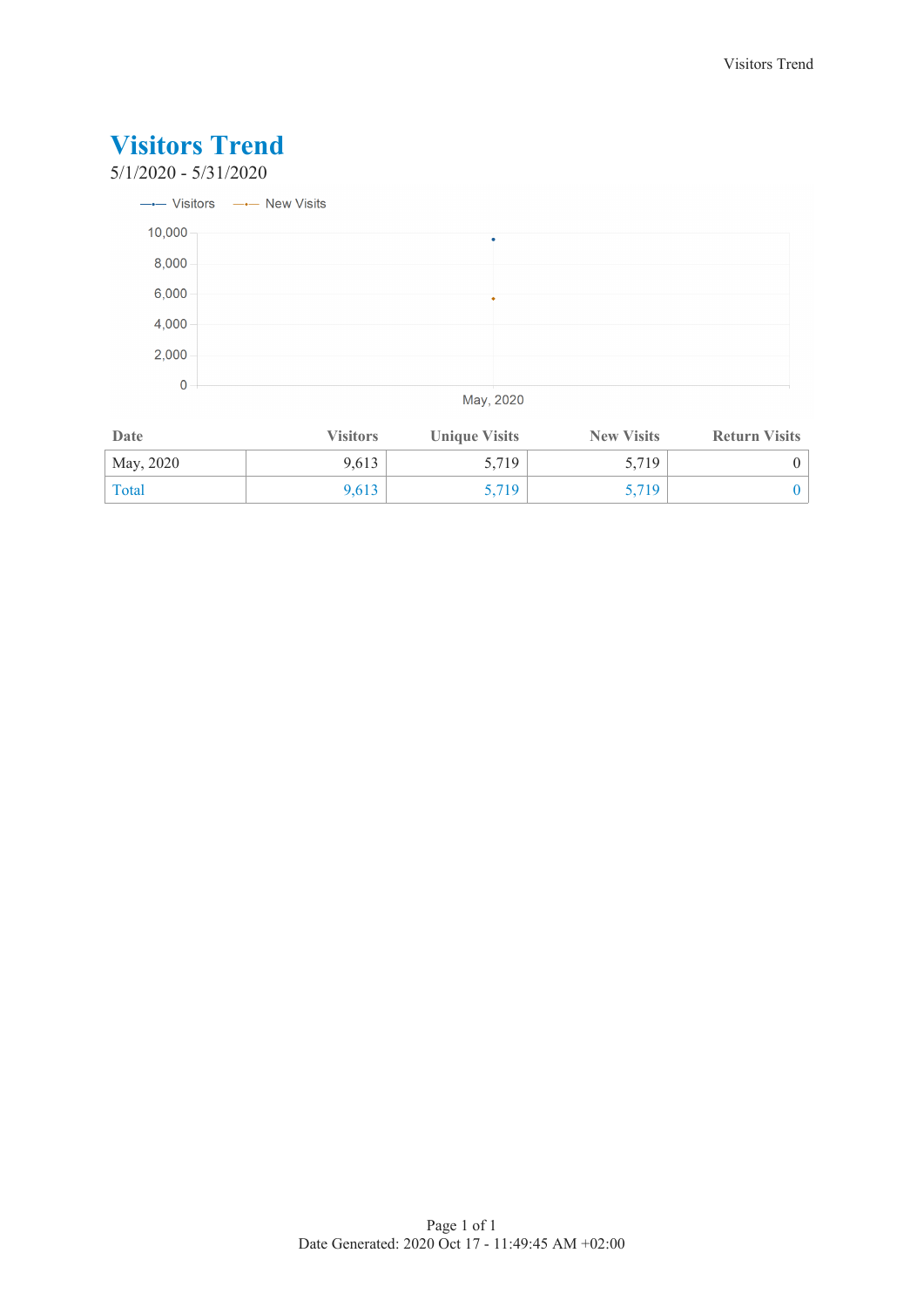# Visitors Trend

5/1/2020 - 5/31/2020

| Date | Visitors | Unique Visits | New Visits | Return Visits |
|---|---|---|---|---|
| May, 2020 | 9,613 | 5,719 | 5,719 | 0 |
| Total | 9,613 | 5,719 | 5,719 | 0 |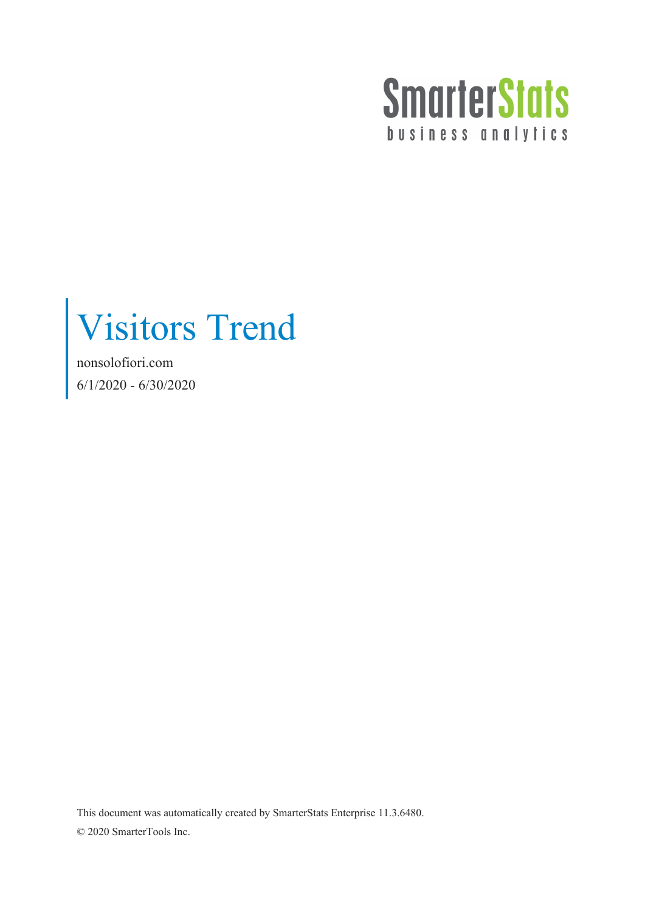SmarterStats
business analytics

# Visitors Trend

nonsolofiori.com

6/1/2020 - 6/30/2020

This document was automatically created by SmarterStats Enterprise 11.3.6480.

© 2020 SmarterTools Inc.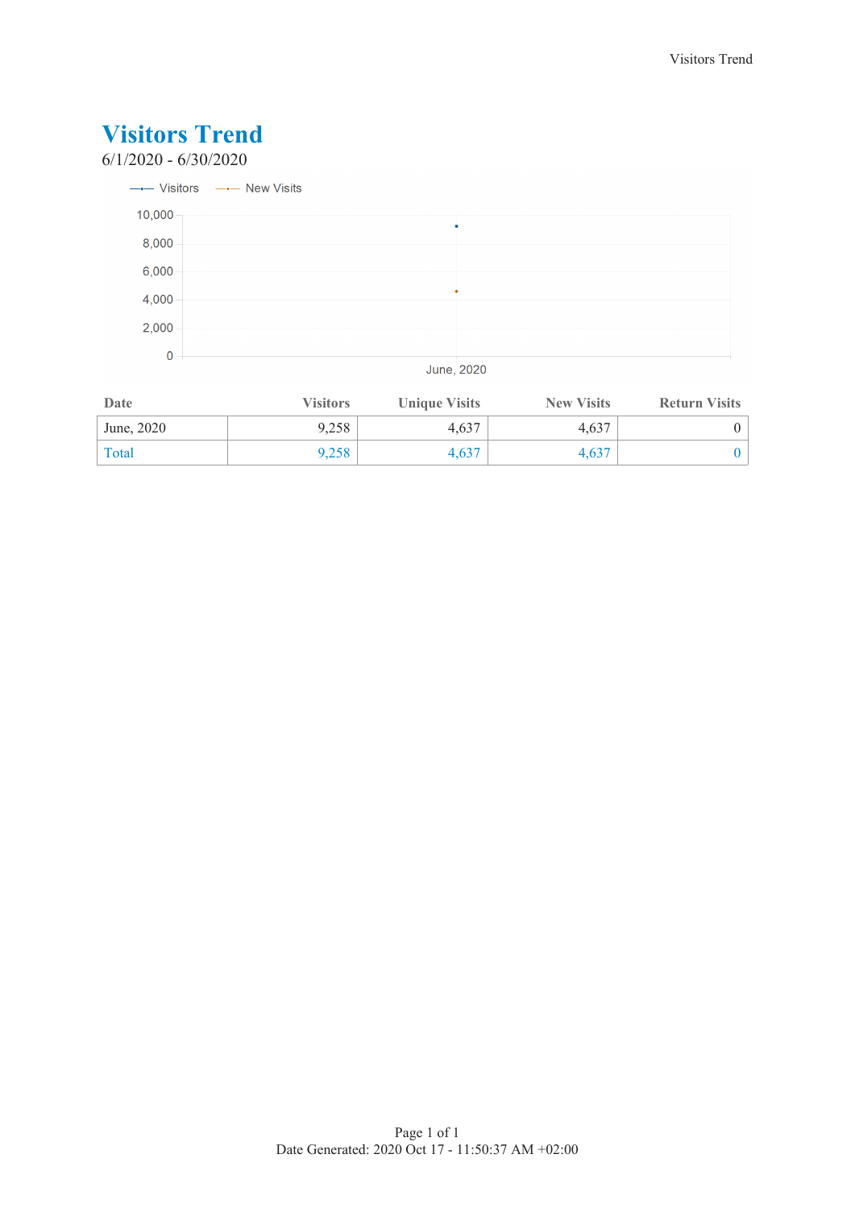# Visitors Trend

6/1/2020 - 6/30/2020

| Date | Visitors | Unique Visits | New Visits | Return Visits |
|---|---|---|---|---|
| June, 2020 | 9,258 | 4,637 | 4,637 | 0 |
| Total | 9,258 | 4,637 | 4,637 | 0 |

Date Generated: 2020 Oct 17 - 11:50:37 AM +02:00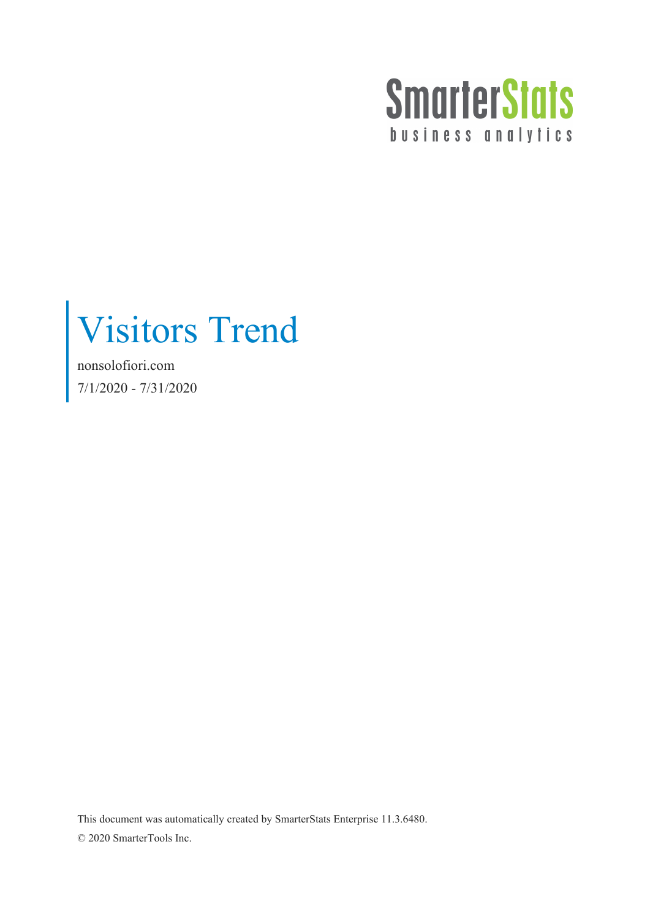SmarterStats
business analytics

# Visitors Trend

nonsolofiori.com

7/1/2020 - 7/31/2020

This document was automatically created by SmarterStats Enterprise 11.3.6480.

© 2020 SmarterTools Inc.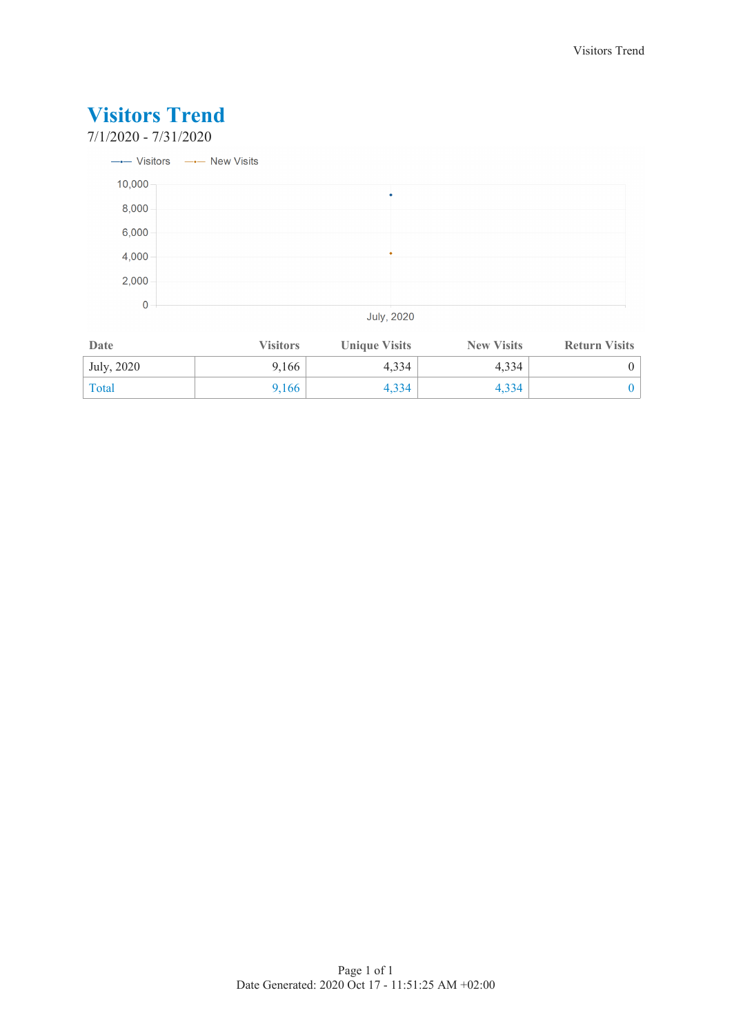# Visitors Trend

7/1/2020 - 7/31/2020

| Date | Visitors | Unique Visits | New Visits | Return Visits |
|---|---|---|---|---|
| July, 2020 | 9,166 | 4,334 | 4,334 | 0 |
| Total | 9,166 | 4,334 | 4,334 | 0 |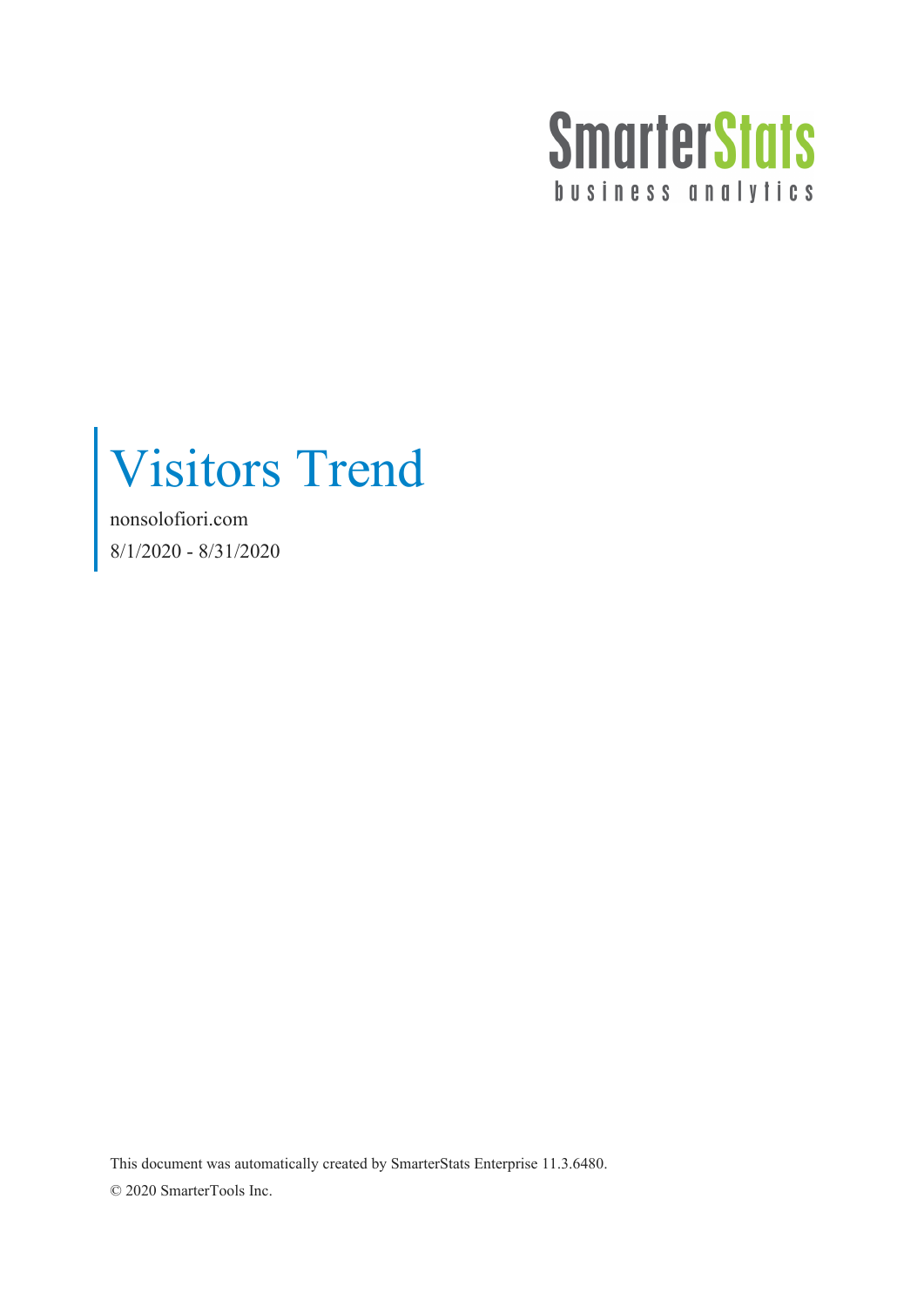SmarterStats

business analytics

# Visitors Trend

nonsolofiori.com

8/1/2020 - 8/31/2020

This document was automatically created by SmarterStats Enterprise 11.3.6480.

© 2020 SmarterTools Inc.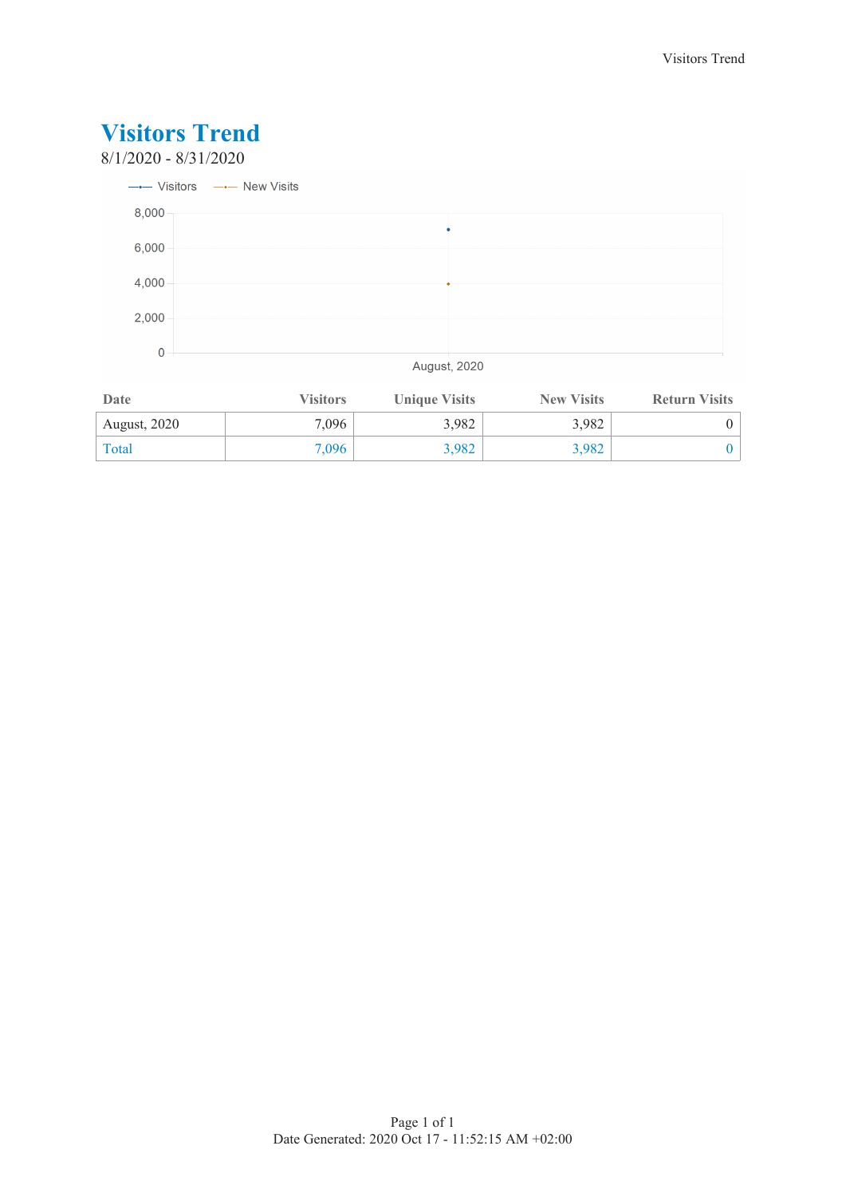# Visitors Trend

8/1/2020 - 8/31/2020

| Date | Visitors | Unique Visits | New Visits | Return Visits |
|---|---|---|---|---|
| August, 2020 | 7,096 | 3,982 | 3,982 | 0 |
| Total | 7,096 | 3,982 | 3,982 | 0 |

Date Generated: 2020 Oct 17 - 11:52:15 AM +02:00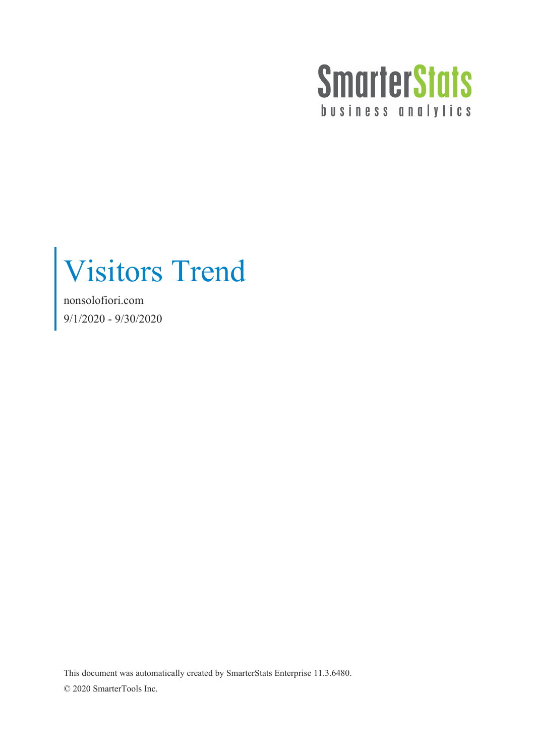SmarterStats
business analytics

# Visitors Trend

nonsolofiori.com

9/1/2020 - 9/30/2020

This document was automatically created by SmarterStats Enterprise 11.3.6480.

© 2020 SmarterTools Inc.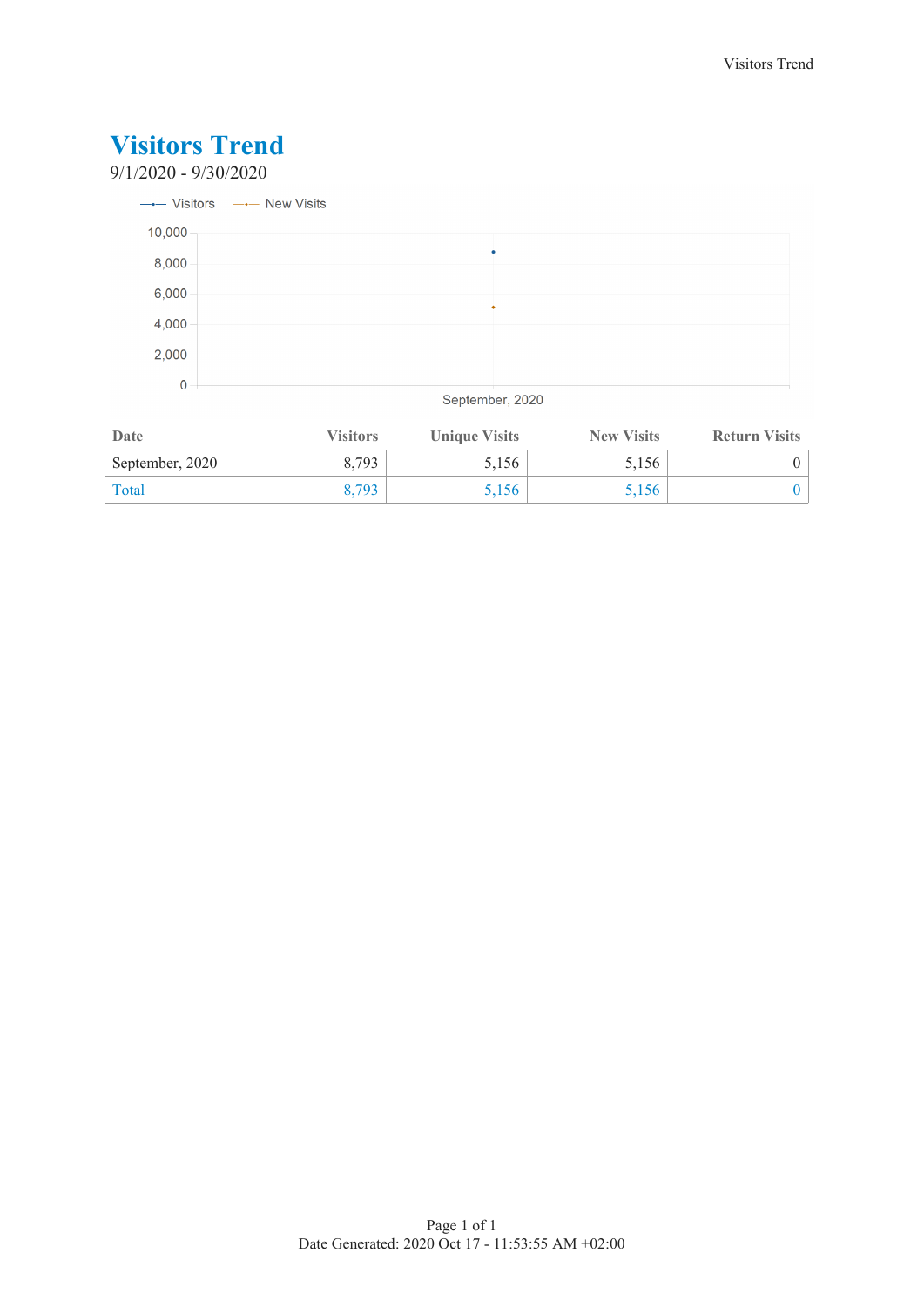# Visitors Trend

9/1/2020 - 9/30/2020

| Date | Visitors | Unique Visits | New Visits | Return Visits |
|---|---|---|---|---|
| September, 2020 | 8,793 | 5,156 | 5,156 | 0 |
| Total | 8,793 | 5,156 | 5,156 | 0 |

Date Generated: 2020 Oct 17 - 11:53:55 AM +02:00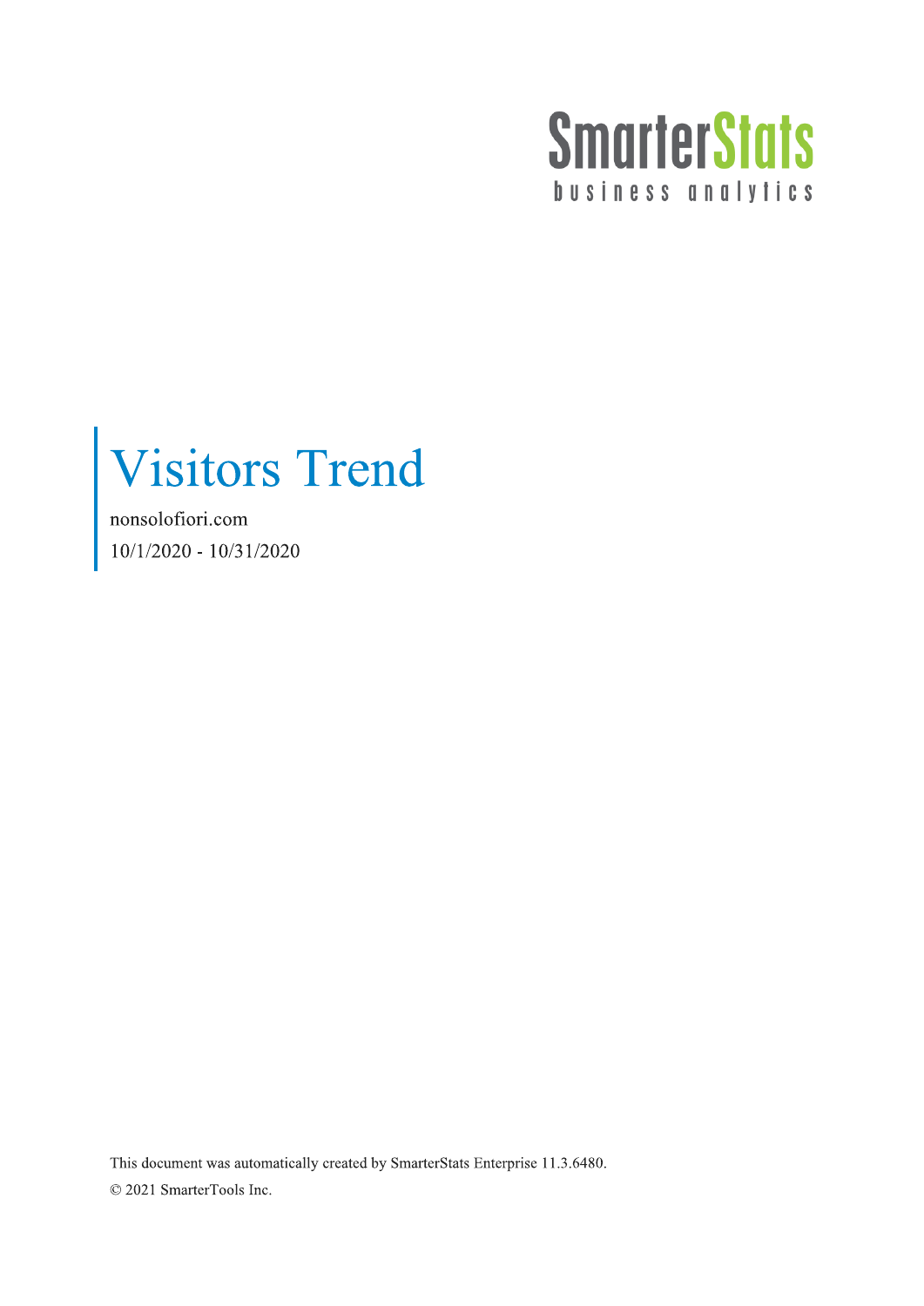SmarterStats

business analytics

# Visitors Trend

nonsolofiori.com

10/1/2020 - 10/31/2020

This document was automatically created by SmarterStats Enterprise 11.3.6480.

© 2021 SmarterTools Inc.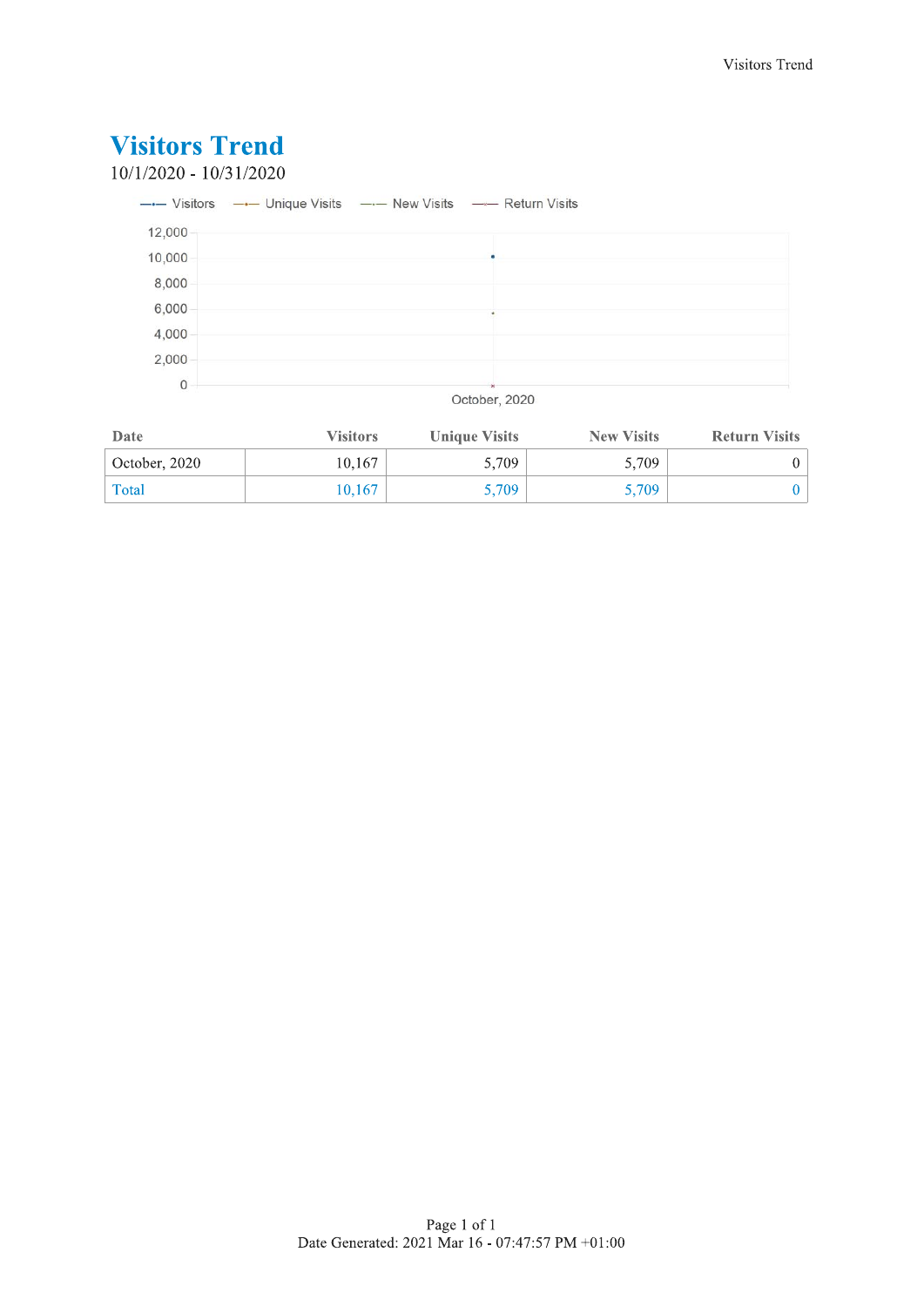# Visitors Trend

10/1/2020 - 10/31/2020

| Date | Visitors | Unique Visits | New Visits | Return Visits |
|---|---|---|---|---|
| October, 2020 | 10,167 | 5,709 | 5,709 | 0 |
| Total | 10,167 | 5,709 | 5,709 | 0 |

Date Generated: 2021 Mar 16 - 07:47:57 PM +01:00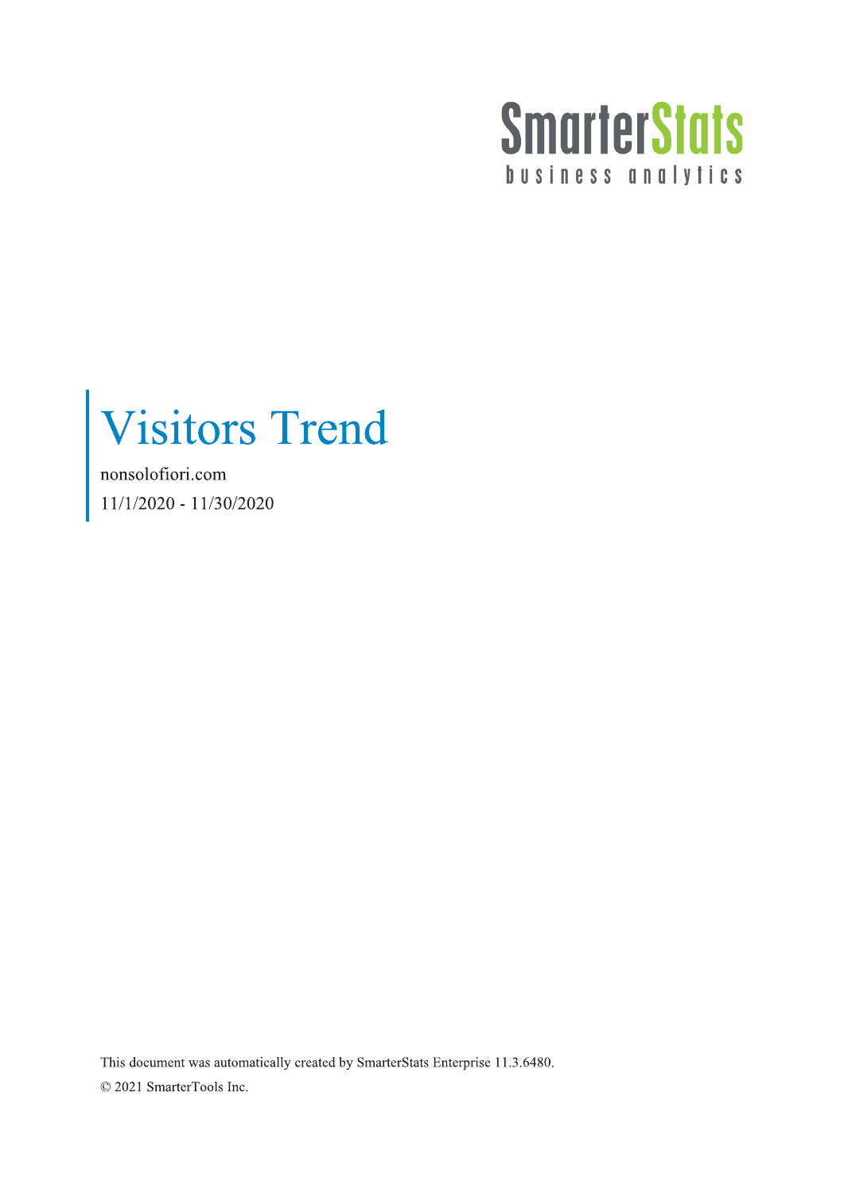SmarterStats

business analytics

# Visitors Trend

nonsolofiori.com

11/1/2020 - 11/30/2020

This document was automatically created by SmarterStats Enterprise 11.3.6480.

© 2021 SmarterTools Inc.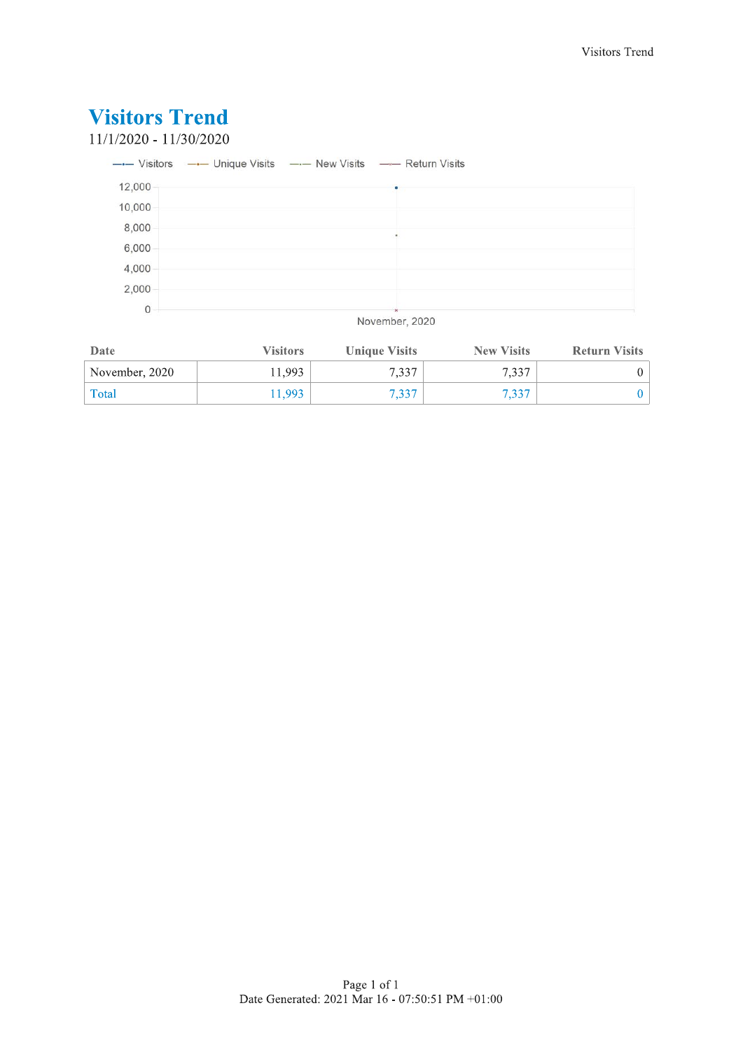# Visitors Trend

11/1/2020 - 11/30/2020

| Date | Visitors | Unique Visits | New Visits | Return Visits |
|---|---|---|---|---|
| November, 2020 | 11,993 | 7,337 | 7,337 | 0 |
| Total | 11,993 | 7,337 | 7,337 | 0 |

Date Generated: 2021 Mar 16 - 07:50:51 PM +01:00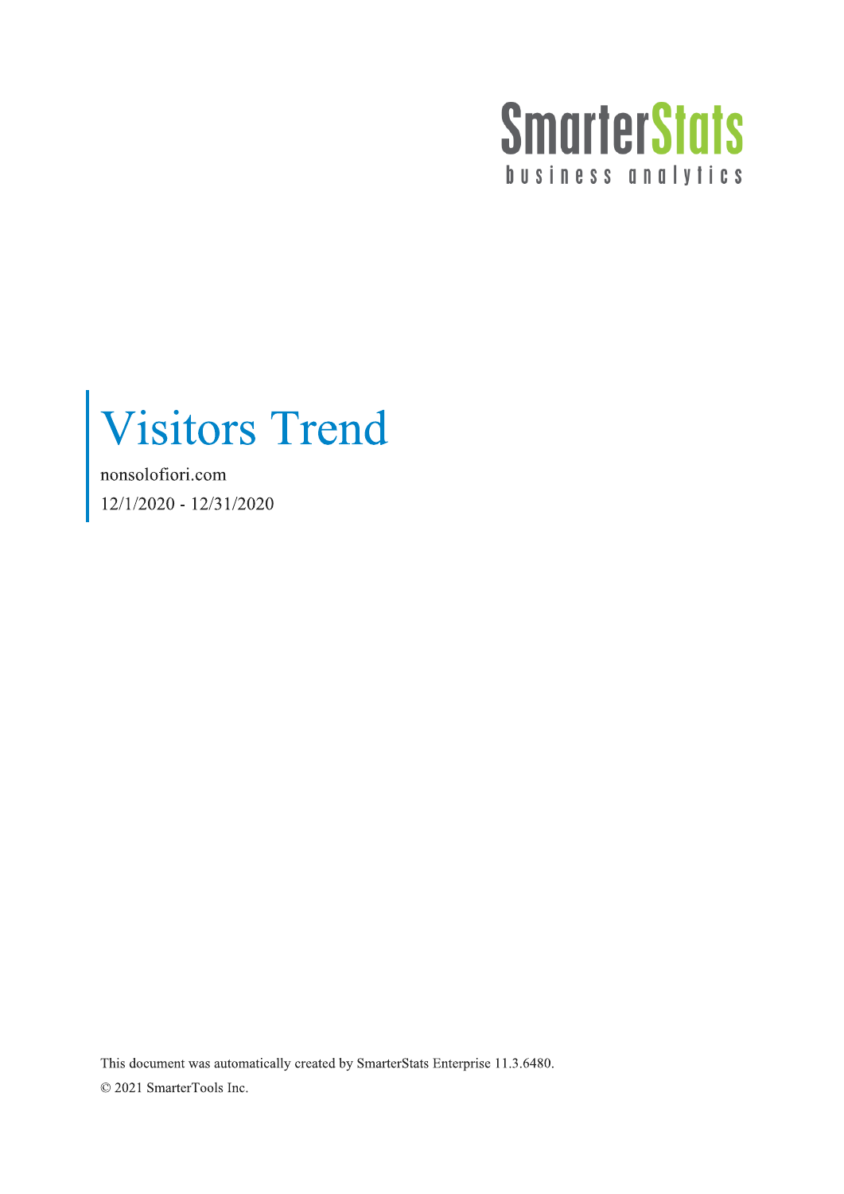SmarterStats
business analytics

# Visitors Trend

nonsolofiori.com

12/1/2020 - 12/31/2020

This document was automatically created by SmarterStats Enterprise 11.3.6480.

© 2021 SmarterTools Inc.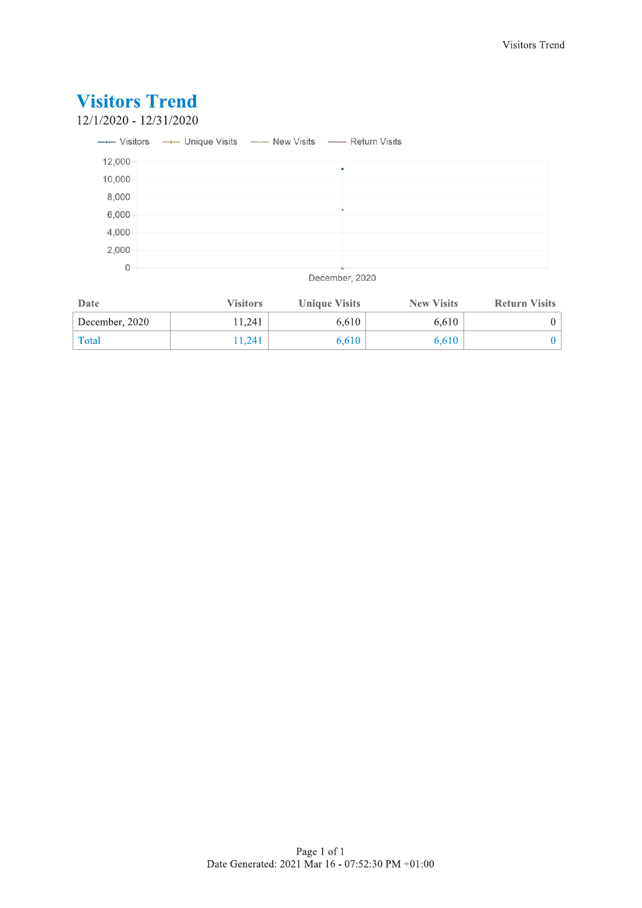# Visitors Trend

12/1/2020 - 12/31/2020

Visitors
Unique Visits
New Visits
Return Visits

12,000
10,000
8,000
6,000
4,000
2,000
0

December, 2020

| Date | Visitors | Unique Visits | New Visits | Return Visits |
|---|---|---|---|---|
| December, 2020 | 11,241 | 6,610 | 6,610 | 0 |
| Total | 11,241 | 6,610 | 6,610 | 0 |

Date Generated: 2021 Mar 16 - 07:52:30 PM +01:00